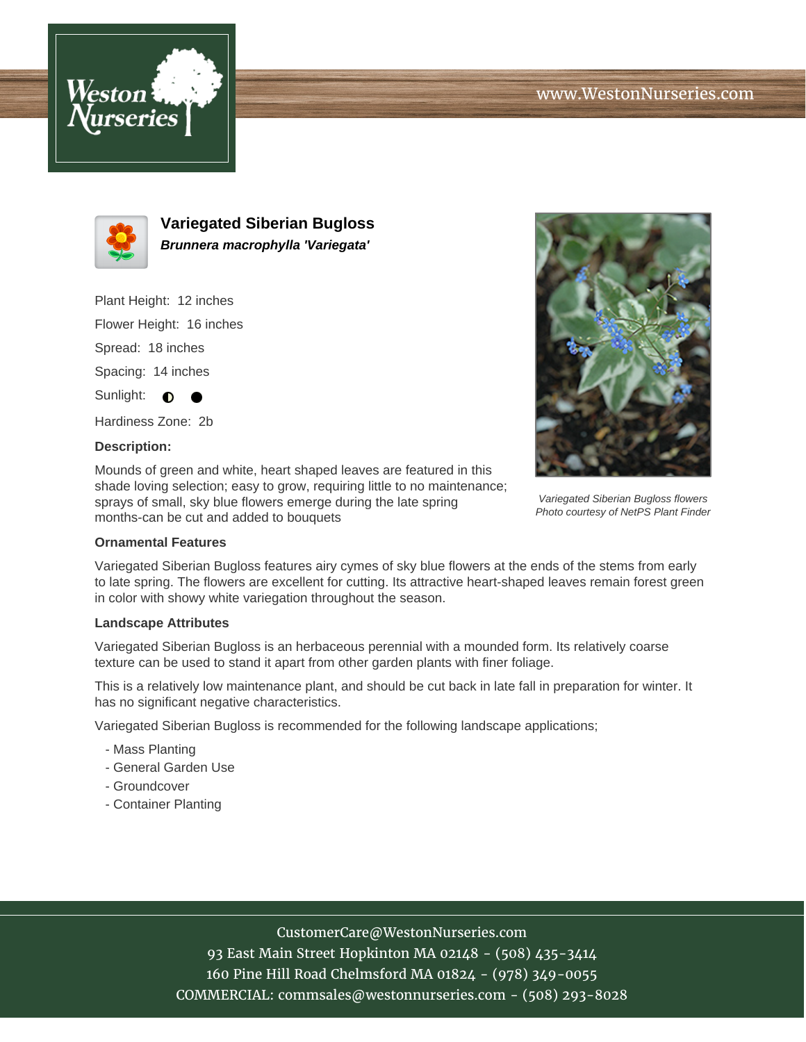www.WestonNurseries.com

# Variegated Siberian Bugloss

***Brunnera macrophylla 'Variegata'***

Plant Height: 12 inches

Flower Height: 16 inches

Spread: 18 inches

Spacing: 14 inches

Sunlight: ◐ ●

Hardiness Zone: 2b

**Description:**

Mounds of green and white, heart shaped leaves are featured in this shade loving selection; easy to grow, requiring little to no maintenance; sprays of small, sky blue flowers emerge during the late spring months-can be cut and added to bouquets

*Variegated Siberian Bugloss flowers*
*Photo courtesy of NetPS Plant Finder*

**Ornamental Features**

Variegated Siberian Bugloss features airy cymes of sky blue flowers at the ends of the stems from early to late spring. The flowers are excellent for cutting. Its attractive heart-shaped leaves remain forest green in color with showy white variegation throughout the season.

**Landscape Attributes**

Variegated Siberian Bugloss is an herbaceous perennial with a mounded form. Its relatively coarse texture can be used to stand it apart from other garden plants with finer foliage.

This is a relatively low maintenance plant, and should be cut back in late fall in preparation for winter. It has no significant negative characteristics.

Variegated Siberian Bugloss is recommended for the following landscape applications;

- Mass Planting
- General Garden Use
- Groundcover
- Container Planting

CustomerCare@WestonNurseries.com
93 East Main Street Hopkinton MA 02148 - (508) 435-3414
160 Pine Hill Road Chelmsford MA 01824 - (978) 349-0055
COMMERCIAL: commsales@westonnurseries.com - (508) 293-8028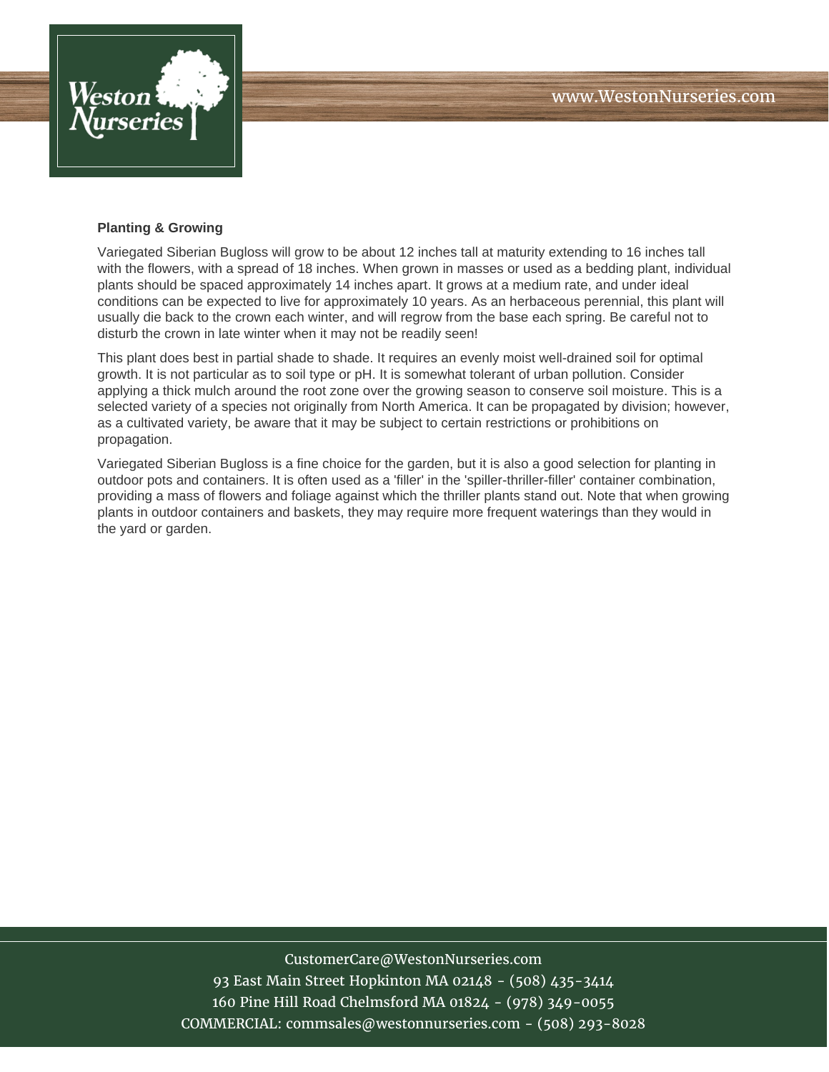**Planting & Growing**

Variegated Siberian Bugloss will grow to be about 12 inches tall at maturity extending to 16 inches tall with the flowers, with a spread of 18 inches. When grown in masses or used as a bedding plant, individual plants should be spaced approximately 14 inches apart. It grows at a medium rate, and under ideal conditions can be expected to live for approximately 10 years. As an herbaceous perennial, this plant will usually die back to the crown each winter, and will regrow from the base each spring. Be careful not to disturb the crown in late winter when it may not be readily seen!

This plant does best in partial shade to shade. It requires an evenly moist well-drained soil for optimal growth. It is not particular as to soil type or pH. It is somewhat tolerant of urban pollution. Consider applying a thick mulch around the root zone over the growing season to conserve soil moisture. This is a selected variety of a species not originally from North America. It can be propagated by division; however, as a cultivated variety, be aware that it may be subject to certain restrictions or prohibitions on propagation.

Variegated Siberian Bugloss is a fine choice for the garden, but it is also a good selection for planting in outdoor pots and containers. It is often used as a 'filler' in the 'spiller-thriller-filler' container combination, providing a mass of flowers and foliage against which the thriller plants stand out. Note that when growing plants in outdoor containers and baskets, they may require more frequent waterings than they would in the yard or garden.